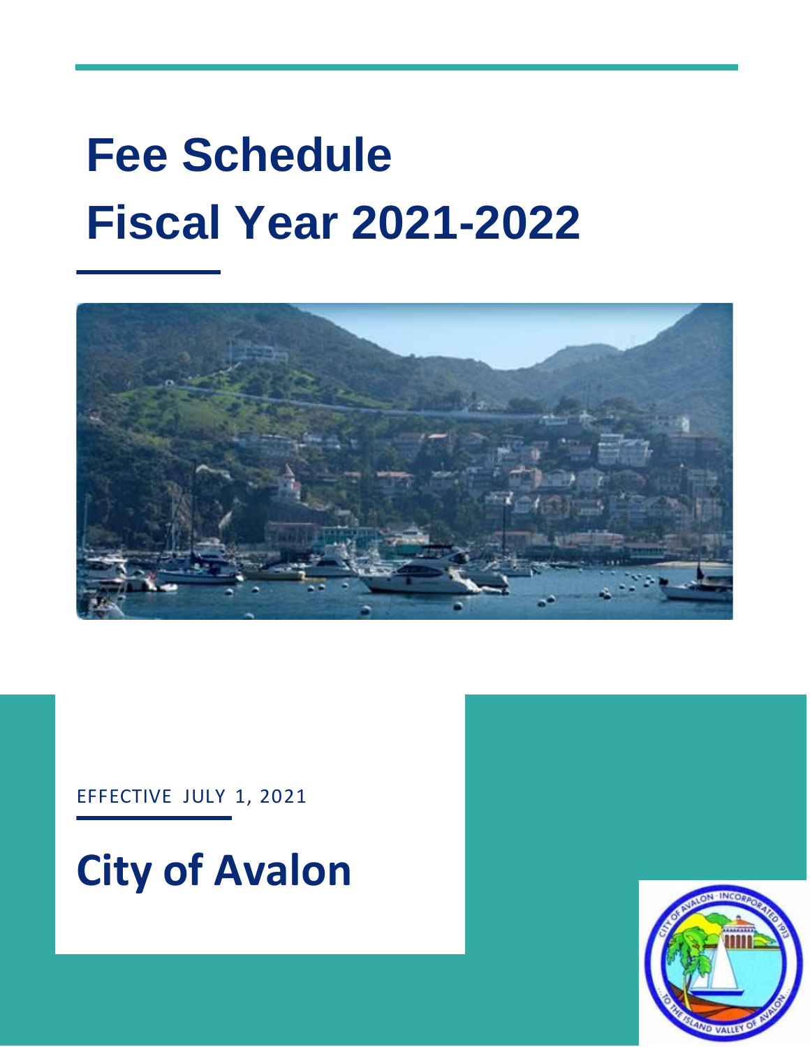# Fee Schedule
# Fiscal Year 2021-2022

EFFECTIVE JULY 1, 2021

## City of Avalon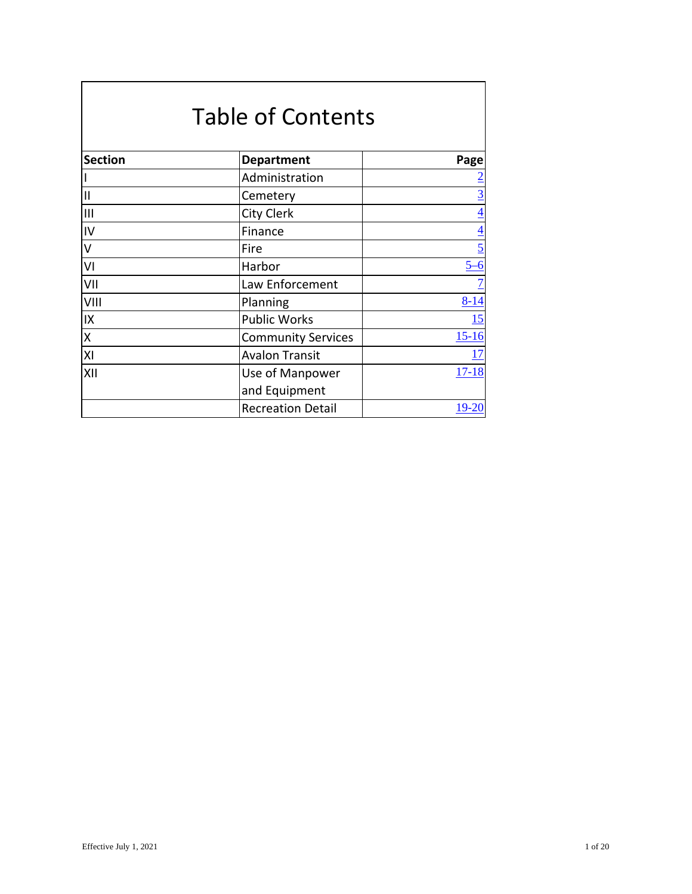# Table of Contents

| Section | Department | Page |
|---|---|---|
| I | Administration | 2 |
| II | Cemetery | 3 |
| III | City Clerk | 4 |
| IV | Finance | 4 |
| V | Fire | 5 |
| VI | Harbor | 5–6 |
| VII | Law Enforcement | 7 |
| VIII | Planning | 8-14 |
| IX | Public Works | 15 |
| X | Community Services | 15-16 |
| XI | Avalon Transit | 17 |
| XII | Use of Manpower and Equipment | 17-18 |
| | Recreation Detail | 19-20 |

Effective July 1, 2021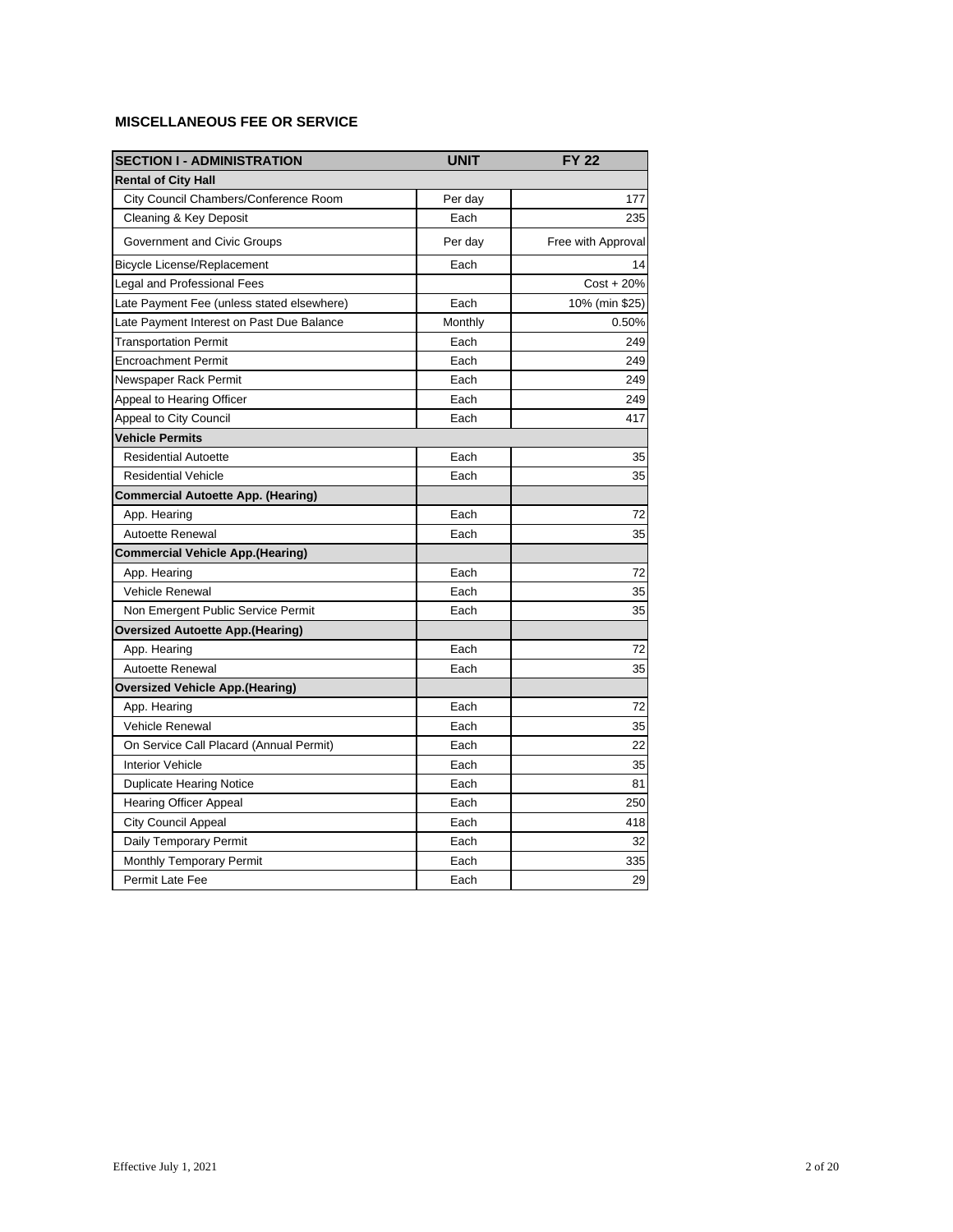**MISCELLANEOUS FEE OR SERVICE**

| SECTION I - ADMINISTRATION | UNIT | FY 22 |
|---|---|---|
| **Rental of City Hall** | | |
| City Council Chambers/Conference Room | Per day | 177 |
| Cleaning & Key Deposit | Each | 235 |
| Government and Civic Groups | Per day | Free with Approval |
| Bicycle License/Replacement | Each | 14 |
| Legal and Professional Fees | | Cost + 20% |
| Late Payment Fee (unless stated elsewhere) | Each | 10% (min $25) |
| Late Payment Interest on Past Due Balance | Monthly | 0.50% |
| Transportation Permit | Each | 249 |
| Encroachment Permit | Each | 249 |
| Newspaper Rack Permit | Each | 249 |
| Appeal to Hearing Officer | Each | 249 |
| Appeal to City Council | Each | 417 |
| **Vehicle Permits** | | |
| Residential Autoette | Each | 35 |
| Residential Vehicle | Each | 35 |
| **Commercial Autoette App. (Hearing)** | | |
| App. Hearing | Each | 72 |
| Autoette Renewal | Each | 35 |
| **Commercial Vehicle App.(Hearing)** | | |
| App. Hearing | Each | 72 |
| Vehicle Renewal | Each | 35 |
| Non Emergent Public Service Permit | Each | 35 |
| **Oversized Autoette App.(Hearing)** | | |
| App. Hearing | Each | 72 |
| Autoette Renewal | Each | 35 |
| **Oversized Vehicle App.(Hearing)** | | |
| App. Hearing | Each | 72 |
| Vehicle Renewal | Each | 35 |
| On Service Call Placard (Annual Permit) | Each | 22 |
| Interior Vehicle | Each | 35 |
| Duplicate Hearing Notice | Each | 81 |
| Hearing Officer Appeal | Each | 250 |
| City Council Appeal | Each | 418 |
| Daily Temporary Permit | Each | 32 |
| Monthly Temporary Permit | Each | 335 |
| Permit Late Fee | Each | 29 |

Effective July 1, 2021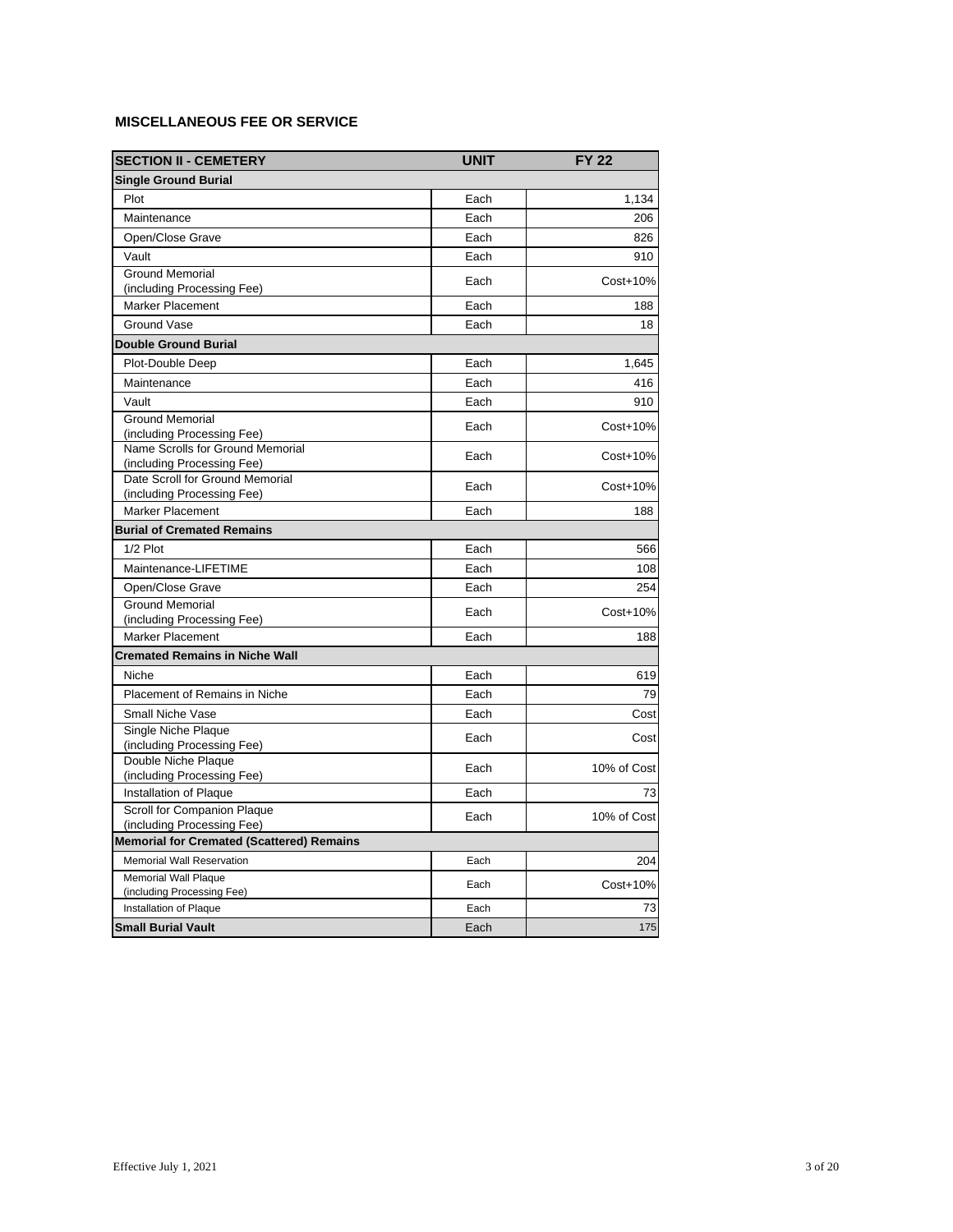**MISCELLANEOUS FEE OR SERVICE**

| SECTION II - CEMETERY | UNIT | FY 22 |
|---|---|---|
| **Single Ground Burial** | | |
| Plot | Each | 1,134 |
| Maintenance | Each | 206 |
| Open/Close Grave | Each | 826 |
| Vault | Each | 910 |
| Ground Memorial (including Processing Fee) | Each | Cost+10% |
| Marker Placement | Each | 188 |
| Ground Vase | Each | 18 |
| **Double Ground Burial** | | |
| Plot-Double Deep | Each | 1,645 |
| Maintenance | Each | 416 |
| Vault | Each | 910 |
| Ground Memorial (including Processing Fee) | Each | Cost+10% |
| Name Scrolls for Ground Memorial (including Processing Fee) | Each | Cost+10% |
| Date Scroll for Ground Memorial (including Processing Fee) | Each | Cost+10% |
| Marker Placement | Each | 188 |
| **Burial of Cremated Remains** | | |
| 1/2 Plot | Each | 566 |
| Maintenance-LIFETIME | Each | 108 |
| Open/Close Grave | Each | 254 |
| Ground Memorial (including Processing Fee) | Each | Cost+10% |
| Marker Placement | Each | 188 |
| **Cremated Remains in Niche Wall** | | |
| Niche | Each | 619 |
| Placement of Remains in Niche | Each | 79 |
| Small Niche Vase | Each | Cost |
| Single Niche Plaque (including Processing Fee) | Each | Cost |
| Double Niche Plaque (including Processing Fee) | Each | 10% of Cost |
| Installation of Plaque | Each | 73 |
| Scroll for Companion Plaque (including Processing Fee) | Each | 10% of Cost |
| **Memorial for Cremated (Scattered) Remains** | | |
| Memorial Wall Reservation | Each | 204 |
| Memorial Wall Plaque (including Processing Fee) | Each | Cost+10% |
| Installation of Plaque | Each | 73 |
| **Small Burial Vault** | Each | 175 |

Effective July 1, 2021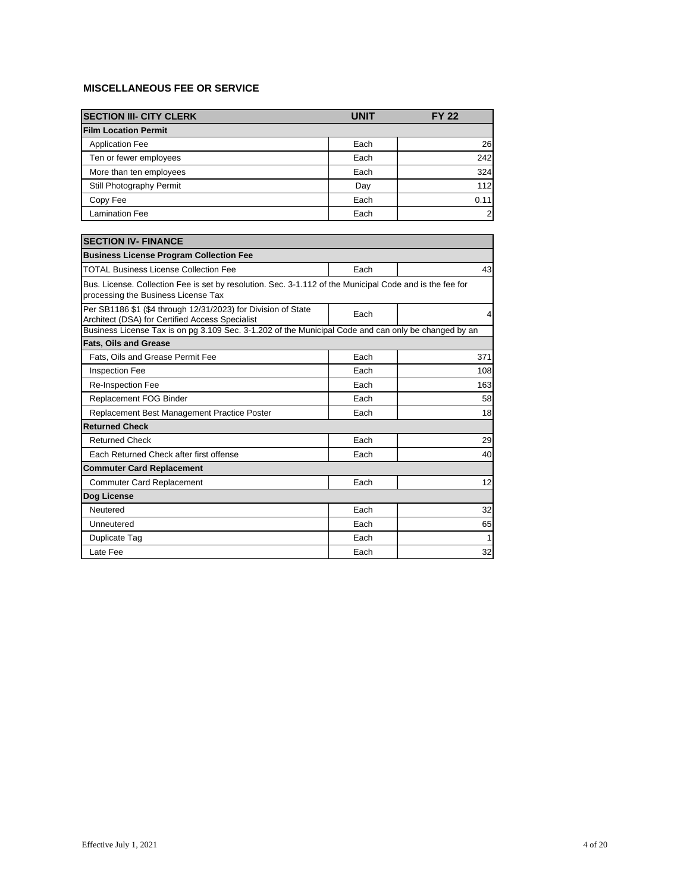## MISCELLANEOUS FEE OR SERVICE

| SECTION III- CITY CLERK | UNIT | FY 22 |
|---|---|---|
| **Film Location Permit** | | |
| Application Fee | Each | 26 |
| Ten or fewer employees | Each | 242 |
| More than ten employees | Each | 324 |
| Still Photography Permit | Day | 112 |
| Copy Fee | Each | 0.11 |
| Lamination Fee | Each | 2 |

| SECTION IV- FINANCE | | |
|---|---|---|
| **Business License Program Collection Fee** | | |
| TOTAL Business License Collection Fee | Each | 43 |
| Bus. License. Collection Fee is set by resolution. Sec. 3-1.112 of the Municipal Code and is the fee for processing the Business License Tax | | |
| Per SB1186 $1 ($4 through 12/31/2023) for Division of State Architect (DSA) for Certified Access Specialist | Each | 4 |
| Business License Tax is on pg 3.109 Sec. 3-1.202 of the Municipal Code and can only be changed by an | | |
| **Fats, Oils and Grease** | | |
| Fats, Oils and Grease Permit Fee | Each | 371 |
| Inspection Fee | Each | 108 |
| Re-Inspection Fee | Each | 163 |
| Replacement FOG Binder | Each | 58 |
| Replacement Best Management Practice Poster | Each | 18 |
| **Returned Check** | | |
| Returned Check | Each | 29 |
| Each Returned Check after first offense | Each | 40 |
| **Commuter Card Replacement** | | |
| Commuter Card Replacement | Each | 12 |
| **Dog License** | | |
| Neutered | Each | 32 |
| Unneutered | Each | 65 |
| Duplicate Tag | Each | 1 |
| Late Fee | Each | 32 |

Effective July 1, 2021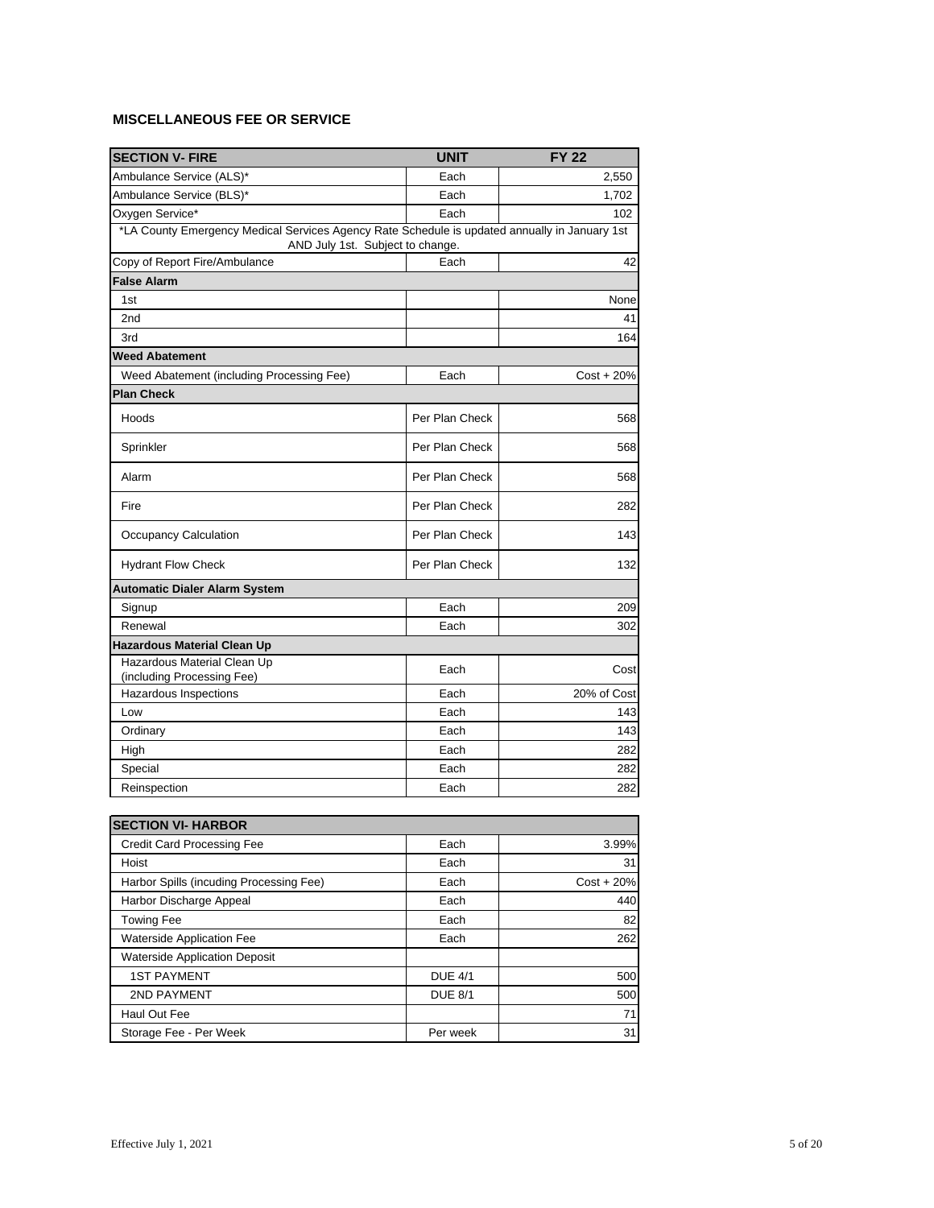## MISCELLANEOUS FEE OR SERVICE

| SECTION V- FIRE | UNIT | FY 22 |
|---|---|---|
| Ambulance Service (ALS)* | Each | 2,550 |
| Ambulance Service (BLS)* | Each | 1,702 |
| Oxygen Service* | Each | 102 |
| *LA County Emergency Medical Services Agency Rate Schedule is updated annually in January 1st AND July 1st. Subject to change. | | |
| Copy of Report Fire/Ambulance | Each | 42 |
| **False Alarm** | | |
| 1st | | None |
| 2nd | | 41 |
| 3rd | | 164 |
| **Weed Abatement** | | |
| Weed Abatement (including Processing Fee) | Each | Cost + 20% |
| **Plan Check** | | |
| Hoods | Per Plan Check | 568 |
| Sprinkler | Per Plan Check | 568 |
| Alarm | Per Plan Check | 568 |
| Fire | Per Plan Check | 282 |
| Occupancy Calculation | Per Plan Check | 143 |
| Hydrant Flow Check | Per Plan Check | 132 |
| **Automatic Dialer Alarm System** | | |
| Signup | Each | 209 |
| Renewal | Each | 302 |
| **Hazardous Material Clean Up** | | |
| Hazardous Material Clean Up (including Processing Fee) | Each | Cost |
| Hazardous Inspections | Each | 20% of Cost |
| Low | Each | 143 |
| Ordinary | Each | 143 |
| High | Each | 282 |
| Special | Each | 282 |
| Reinspection | Each | 282 |

| SECTION VI- HARBOR | | |
|---|---|---|
| Credit Card Processing Fee | Each | 3.99% |
| Hoist | Each | 31 |
| Harbor Spills (incuding Processing Fee) | Each | Cost + 20% |
| Harbor Discharge Appeal | Each | 440 |
| Towing Fee | Each | 82 |
| Waterside Application Fee | Each | 262 |
| Waterside Application Deposit | | |
| 1ST PAYMENT | DUE 4/1 | 500 |
| 2ND PAYMENT | DUE 8/1 | 500 |
| Haul Out Fee | | 71 |
| Storage Fee - Per Week | Per week | 31 |

Effective July 1, 2021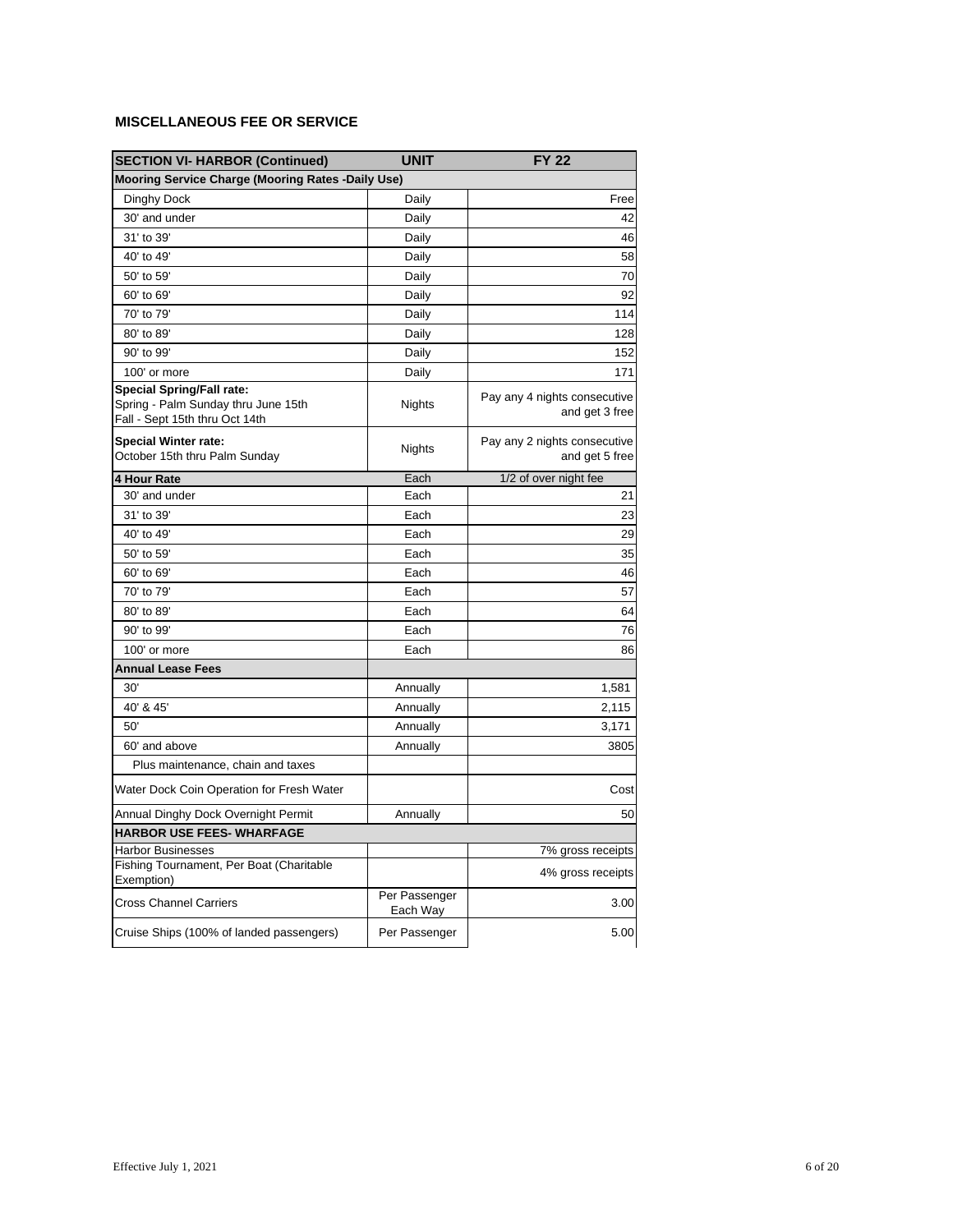## MISCELLANEOUS FEE OR SERVICE

| SECTION VI- HARBOR (Continued) | UNIT | FY 22 |
|---|---|---|
| **Mooring Service Charge (Mooring Rates -Daily Use)** | | |
| Dinghy Dock | Daily | Free |
| 30' and under | Daily | 42 |
| 31' to 39' | Daily | 46 |
| 40' to 49' | Daily | 58 |
| 50' to 59' | Daily | 70 |
| 60' to 69' | Daily | 92 |
| 70' to 79' | Daily | 114 |
| 80' to 89' | Daily | 128 |
| 90' to 99' | Daily | 152 |
| 100' or more | Daily | 171 |
| **Special Spring/Fall rate:** Spring - Palm Sunday thru June 15th Fall - Sept 15th thru Oct 14th | Nights | Pay any 4 nights consecutive and get 3 free |
| **Special Winter rate:** October 15th thru Palm Sunday | Nights | Pay any 2 nights consecutive and get 5 free |
| **4 Hour Rate** | Each | 1/2 of over night fee |
| 30' and under | Each | 21 |
| 31' to 39' | Each | 23 |
| 40' to 49' | Each | 29 |
| 50' to 59' | Each | 35 |
| 60' to 69' | Each | 46 |
| 70' to 79' | Each | 57 |
| 80' to 89' | Each | 64 |
| 90' to 99' | Each | 76 |
| 100' or more | Each | 86 |
| **Annual Lease Fees** | | |
| 30' | Annually | 1,581 |
| 40' & 45' | Annually | 2,115 |
| 50' | Annually | 3,171 |
| 60' and above | Annually | 3805 |
| Plus maintenance, chain and taxes | | |
| Water Dock Coin Operation for Fresh Water | | Cost |
| Annual Dinghy Dock Overnight Permit | Annually | 50 |
| **HARBOR USE FEES- WHARFAGE** | | |
| Harbor Businesses | | 7% gross receipts |
| Fishing Tournament, Per Boat (Charitable Exemption) | | 4% gross receipts |
| Cross Channel Carriers | Per Passenger Each Way | 3.00 |
| Cruise Ships (100% of landed passengers) | Per Passenger | 5.00 |

Effective July 1, 2021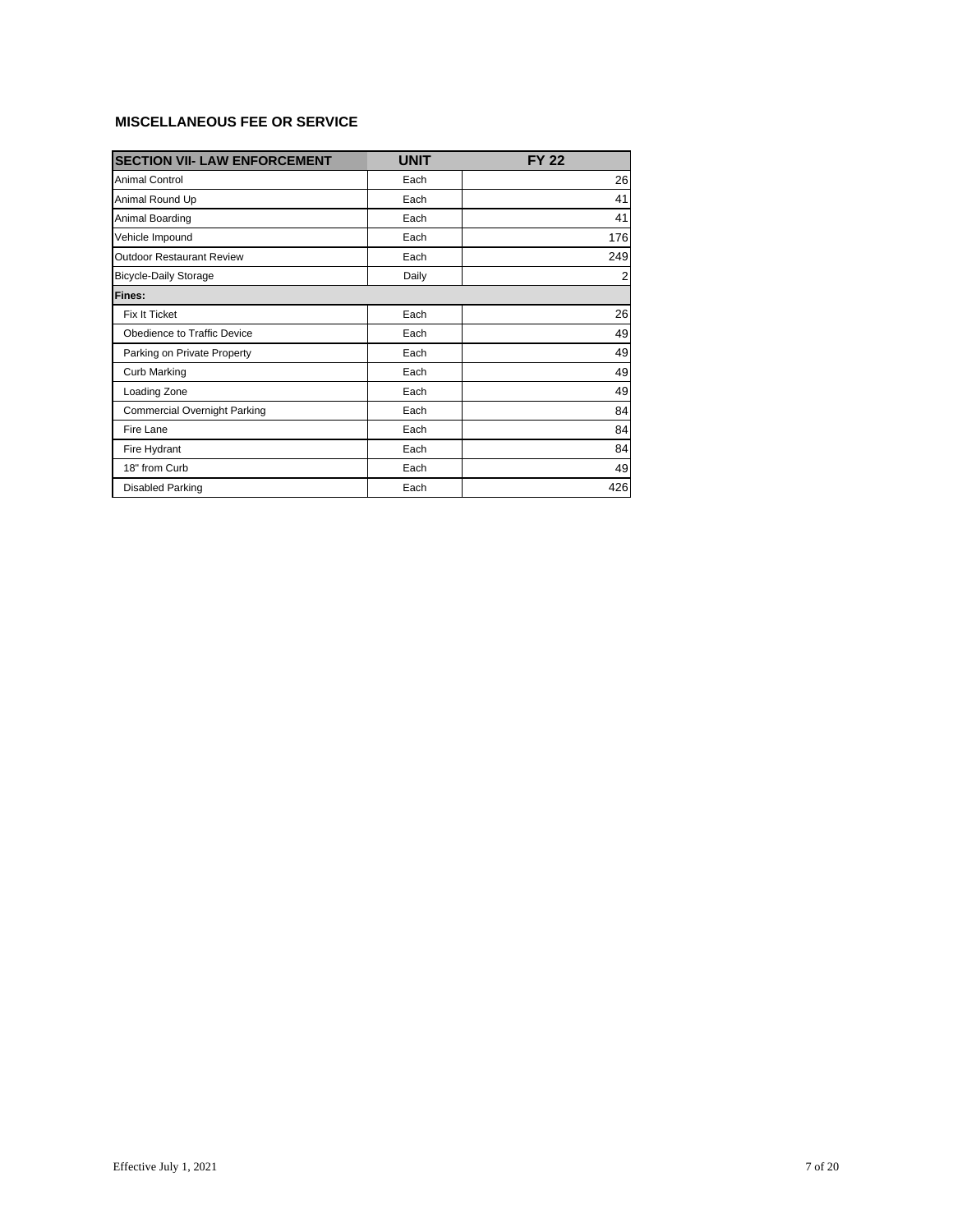## MISCELLANEOUS FEE OR SERVICE

| SECTION VII- LAW ENFORCEMENT | UNIT | FY 22 |
|---|---|---|
| Animal Control | Each | 26 |
| Animal Round Up | Each | 41 |
| Animal Boarding | Each | 41 |
| Vehicle Impound | Each | 176 |
| Outdoor Restaurant Review | Each | 249 |
| Bicycle-Daily Storage | Daily | 2 |
| **Fines:** | | |
| Fix It Ticket | Each | 26 |
| Obedience to Traffic Device | Each | 49 |
| Parking on Private Property | Each | 49 |
| Curb Marking | Each | 49 |
| Loading Zone | Each | 49 |
| Commercial Overnight Parking | Each | 84 |
| Fire Lane | Each | 84 |
| Fire Hydrant | Each | 84 |
| 18" from Curb | Each | 49 |
| Disabled Parking | Each | 426 |

Effective July 1, 2021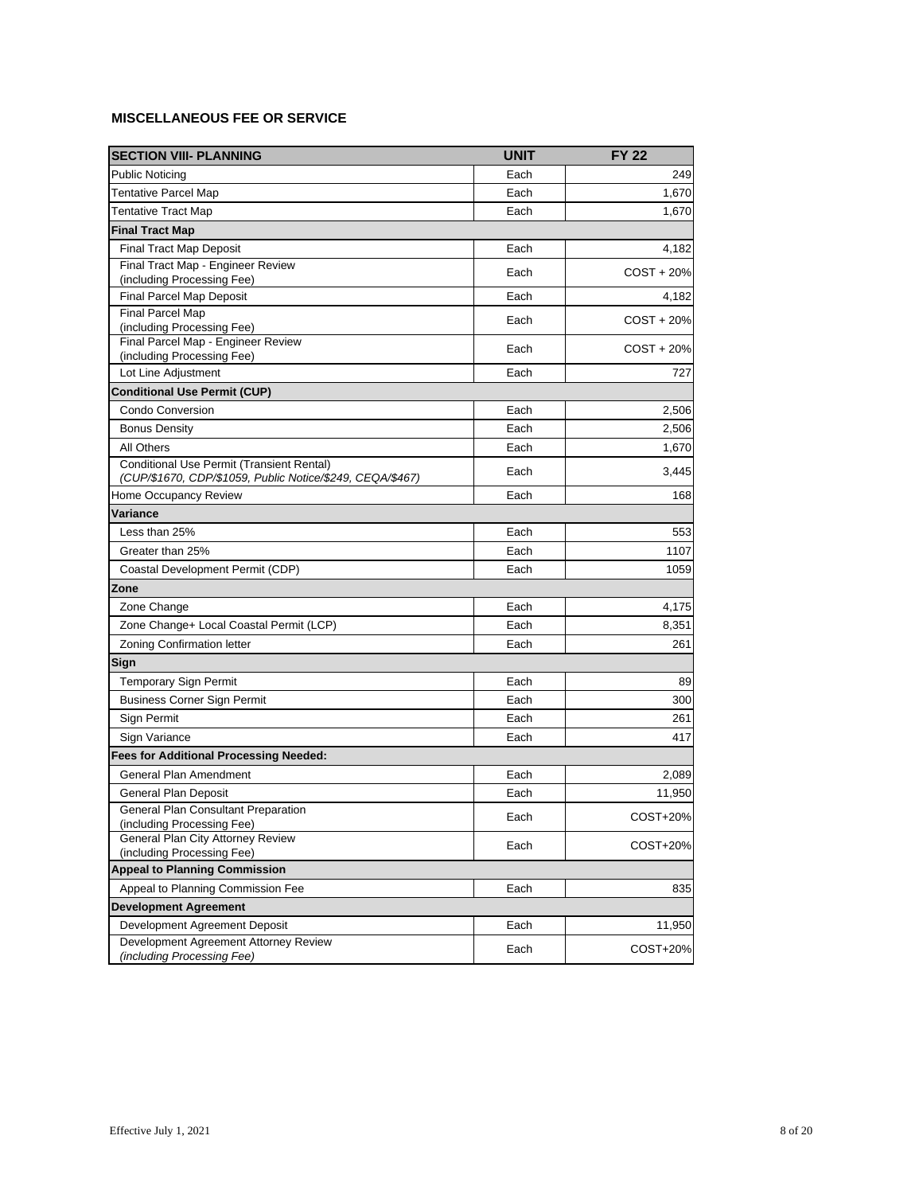## MISCELLANEOUS FEE OR SERVICE

| SECTION VIII- PLANNING | UNIT | FY 22 |
|---|---|---|
| Public Noticing | Each | 249 |
| Tentative Parcel Map | Each | 1,670 |
| Tentative Tract Map | Each | 1,670 |
| **Final Tract Map** | | |
| Final Tract Map Deposit | Each | 4,182 |
| Final Tract Map - Engineer Review (including Processing Fee) | Each | COST + 20% |
| Final Parcel Map Deposit | Each | 4,182 |
| Final Parcel Map (including Processing Fee) | Each | COST + 20% |
| Final Parcel Map - Engineer Review (including Processing Fee) | Each | COST + 20% |
| Lot Line Adjustment | Each | 727 |
| **Conditional Use Permit (CUP)** | | |
| Condo Conversion | Each | 2,506 |
| Bonus Density | Each | 2,506 |
| All Others | Each | 1,670 |
| Conditional Use Permit (Transient Rental) *(CUP/$1670, CDP/$1059, Public Notice/$249, CEQA/$467)* | Each | 3,445 |
| Home Occupancy Review | Each | 168 |
| **Variance** | | |
| Less than 25% | Each | 553 |
| Greater than 25% | Each | 1107 |
| Coastal Development Permit (CDP) | Each | 1059 |
| **Zone** | | |
| Zone Change | Each | 4,175 |
| Zone Change+ Local Coastal Permit (LCP) | Each | 8,351 |
| Zoning Confirmation letter | Each | 261 |
| **Sign** | | |
| Temporary Sign Permit | Each | 89 |
| Business Corner Sign Permit | Each | 300 |
| Sign Permit | Each | 261 |
| Sign Variance | Each | 417 |
| **Fees for Additional Processing Needed:** | | |
| General Plan Amendment | Each | 2,089 |
| General Plan Deposit | Each | 11,950 |
| General Plan Consultant Preparation (including Processing Fee) | Each | COST+20% |
| General Plan City Attorney Review (including Processing Fee) | Each | COST+20% |
| **Appeal to Planning Commission** | | |
| Appeal to Planning Commission Fee | Each | 835 |
| **Development Agreement** | | |
| Development Agreement Deposit | Each | 11,950 |
| Development Agreement Attorney Review *(including Processing Fee)* | Each | COST+20% |

Effective July 1, 2021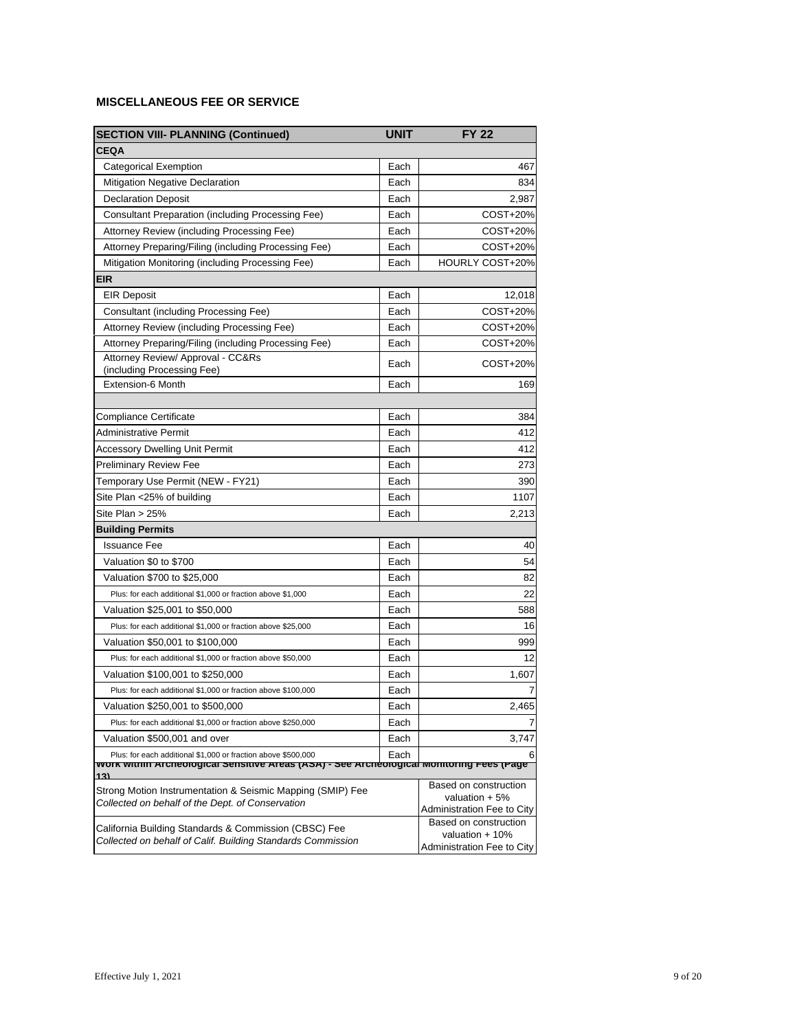**MISCELLANEOUS FEE OR SERVICE**

| SECTION VIII- PLANNING (Continued) | UNIT | FY 22 |
|---|---|---|
| **CEQA** | | |
| Categorical Exemption | Each | 467 |
| Mitigation Negative Declaration | Each | 834 |
| Declaration Deposit | Each | 2,987 |
| Consultant Preparation (including Processing Fee) | Each | COST+20% |
| Attorney Review (including Processing Fee) | Each | COST+20% |
| Attorney Preparing/Filing (including Processing Fee) | Each | COST+20% |
| Mitigation Monitoring (including Processing Fee) | Each | HOURLY COST+20% |
| **EIR** | | |
| EIR Deposit | Each | 12,018 |
| Consultant (including Processing Fee) | Each | COST+20% |
| Attorney Review (including Processing Fee) | Each | COST+20% |
| Attorney Preparing/Filing (including Processing Fee) | Each | COST+20% |
| Attorney Review/ Approval - CC&Rs (including Processing Fee) | Each | COST+20% |
| Extension-6 Month | Each | 169 |
| | | |
| Compliance Certificate | Each | 384 |
| Administrative Permit | Each | 412 |
| Accessory Dwelling Unit Permit | Each | 412 |
| Preliminary Review Fee | Each | 273 |
| Temporary Use Permit (NEW - FY21) | Each | 390 |
| Site Plan <25% of building | Each | 1107 |
| Site Plan > 25% | Each | 2,213 |
| **Building Permits** | | |
| Issuance Fee | Each | 40 |
| Valuation $0 to $700 | Each | 54 |
| Valuation $700 to $25,000 | Each | 82 |
| Plus: for each additional $1,000 or fraction above $1,000 | Each | 22 |
| Valuation $25,001 to $50,000 | Each | 588 |
| Plus: for each additional $1,000 or fraction above $25,000 | Each | 16 |
| Valuation $50,001 to $100,000 | Each | 999 |
| Plus: for each additional $1,000 or fraction above $50,000 | Each | 12 |
| Valuation $100,001 to $250,000 | Each | 1,607 |
| Plus: for each additional $1,000 or fraction above $100,000 | Each | 7 |
| Valuation $250,001 to $500,000 | Each | 2,465 |
| Plus: for each additional $1,000 or fraction above $250,000 | Each | 7 |
| Valuation $500,001 and over | Each | 3,747 |
| Plus: for each additional $1,000 or fraction above $500,000 | Each | 6 |
| **Work within Archeological Sensitive Areas (ASA) - See Archeological Monitoring Fees (Page 13)** | | |
| Strong Motion Instrumentation & Seismic Mapping (SMIP) Fee *Collected on behalf of the Dept. of Conservation* | | Based on construction valuation + 5% Administration Fee to City |
| California Building Standards & Commission (CBSC) Fee *Collected on behalf of Calif. Building Standards Commission* | | Based on construction valuation + 10% Administration Fee to City |

Effective July 1, 2021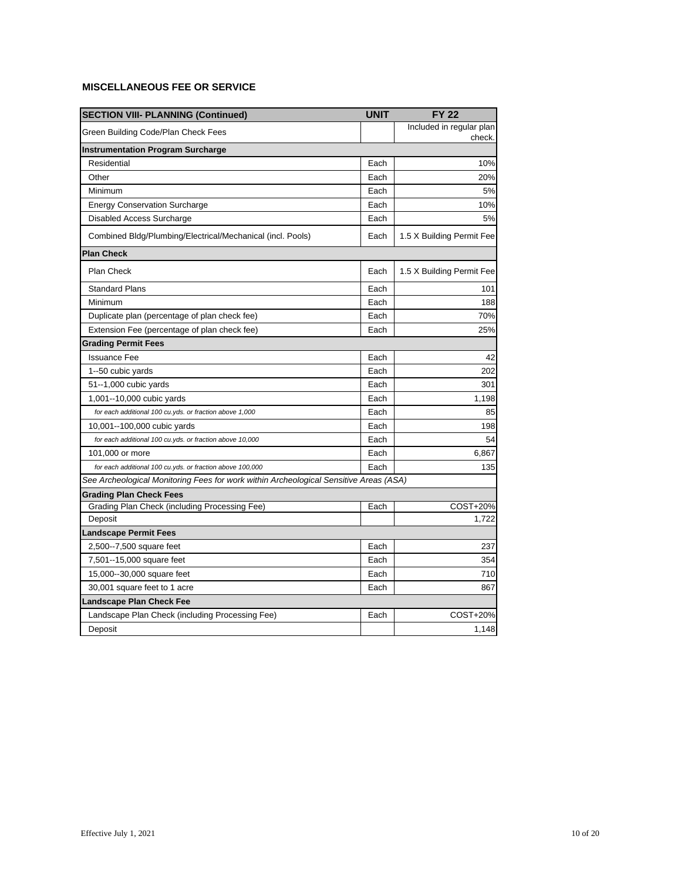**MISCELLANEOUS FEE OR SERVICE**

| SECTION VIII- PLANNING (Continued) | UNIT | FY 22 |
|---|---|---|
| Green Building Code/Plan Check Fees | | Included in regular plan check. |
| **Instrumentation Program Surcharge** | | |
| Residential | Each | 10% |
| Other | Each | 20% |
| Minimum | Each | 5% |
| Energy Conservation Surcharge | Each | 10% |
| Disabled Access Surcharge | Each | 5% |
| Combined Bldg/Plumbing/Electrical/Mechanical (incl. Pools) | Each | 1.5 X Building Permit Fee |
| **Plan Check** | | |
| Plan Check | Each | 1.5 X Building Permit Fee |
| Standard Plans | Each | 101 |
| Minimum | Each | 188 |
| Duplicate plan (percentage of plan check fee) | Each | 70% |
| Extension Fee (percentage of plan check fee) | Each | 25% |
| **Grading Permit Fees** | | |
| Issuance Fee | Each | 42 |
| 1--50 cubic yards | Each | 202 |
| 51--1,000 cubic yards | Each | 301 |
| 1,001--10,000 cubic yards | Each | 1,198 |
| *for each additional 100 cu.yds. or fraction above 1,000* | Each | 85 |
| 10,001--100,000 cubic yards | Each | 198 |
| *for each additional 100 cu.yds. or fraction above 10,000* | Each | 54 |
| 101,000 or more | Each | 6,867 |
| *for each additional 100 cu.yds. or fraction above 100,000* | Each | 135 |
| *See Archeological Monitoring Fees for work within Archeological Sensitive Areas (ASA)* | | |
| **Grading Plan Check Fees** | | |
| Grading Plan Check (including Processing Fee) | Each | COST+20% |
| Deposit | | 1,722 |
| **Landscape Permit Fees** | | |
| 2,500--7,500 square feet | Each | 237 |
| 7,501--15,000 square feet | Each | 354 |
| 15,000--30,000 square feet | Each | 710 |
| 30,001 square feet to 1 acre | Each | 867 |
| **Landscape Plan Check Fee** | | |
| Landscape Plan Check (including Processing Fee) | Each | COST+20% |
| Deposit | | 1,148 |

Effective July 1, 2021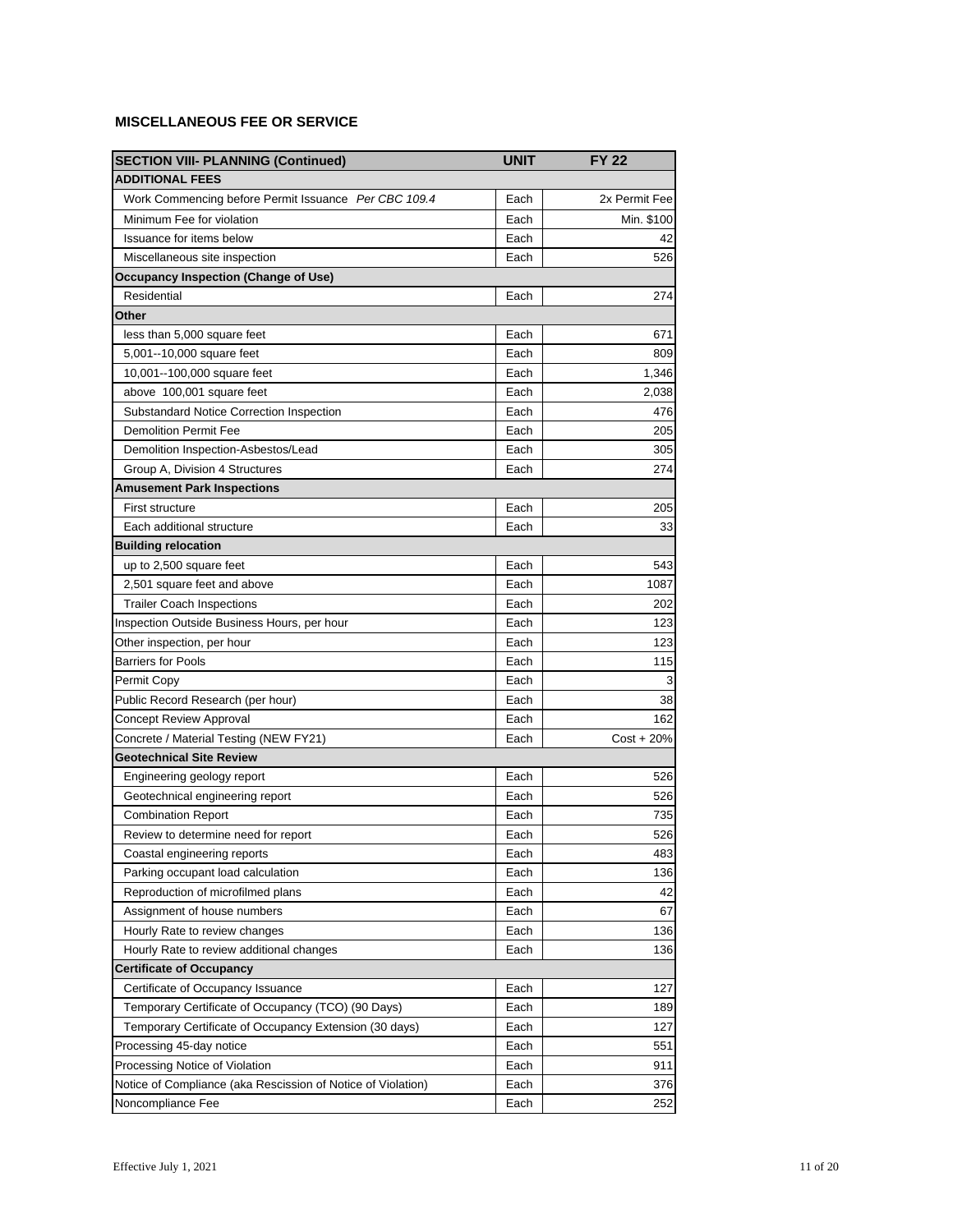# MISCELLANEOUS FEE OR SERVICE

| SECTION VIII- PLANNING (Continued) | UNIT | FY 22 |
|---|---|---|
| **ADDITIONAL FEES** | | |
| Work Commencing before Permit Issuance *Per CBC 109.4* | Each | 2x Permit Fee |
| Minimum Fee for violation | Each | Min. $100 |
| Issuance for items below | Each | 42 |
| Miscellaneous site inspection | Each | 526 |
| **Occupancy Inspection (Change of Use)** | | |
| Residential | Each | 274 |
| **Other** | | |
| less than 5,000 square feet | Each | 671 |
| 5,001--10,000 square feet | Each | 809 |
| 10,001--100,000 square feet | Each | 1,346 |
| above 100,001 square feet | Each | 2,038 |
| Substandard Notice Correction Inspection | Each | 476 |
| Demolition Permit Fee | Each | 205 |
| Demolition Inspection-Asbestos/Lead | Each | 305 |
| Group A, Division 4 Structures | Each | 274 |
| **Amusement Park Inspections** | | |
| First structure | Each | 205 |
| Each additional structure | Each | 33 |
| **Building relocation** | | |
| up to 2,500 square feet | Each | 543 |
| 2,501 square feet and above | Each | 1087 |
| Trailer Coach Inspections | Each | 202 |
| Inspection Outside Business Hours, per hour | Each | 123 |
| Other inspection, per hour | Each | 123 |
| Barriers for Pools | Each | 115 |
| Permit Copy | Each | 3 |
| Public Record Research (per hour) | Each | 38 |
| Concept Review Approval | Each | 162 |
| Concrete / Material Testing (NEW FY21) | Each | Cost + 20% |
| **Geotechnical Site Review** | | |
| Engineering geology report | Each | 526 |
| Geotechnical engineering report | Each | 526 |
| Combination Report | Each | 735 |
| Review to determine need for report | Each | 526 |
| Coastal engineering reports | Each | 483 |
| Parking occupant load calculation | Each | 136 |
| Reproduction of microfilmed plans | Each | 42 |
| Assignment of house numbers | Each | 67 |
| Hourly Rate to review changes | Each | 136 |
| Hourly Rate to review additional changes | Each | 136 |
| **Certificate of Occupancy** | | |
| Certificate of Occupancy Issuance | Each | 127 |
| Temporary Certificate of Occupancy (TCO) (90 Days) | Each | 189 |
| Temporary Certificate of Occupancy Extension (30 days) | Each | 127 |
| Processing 45-day notice | Each | 551 |
| Processing Notice of Violation | Each | 911 |
| Notice of Compliance (aka Rescission of Notice of Violation) | Each | 376 |
| Noncompliance Fee | Each | 252 |

Effective July 1, 2021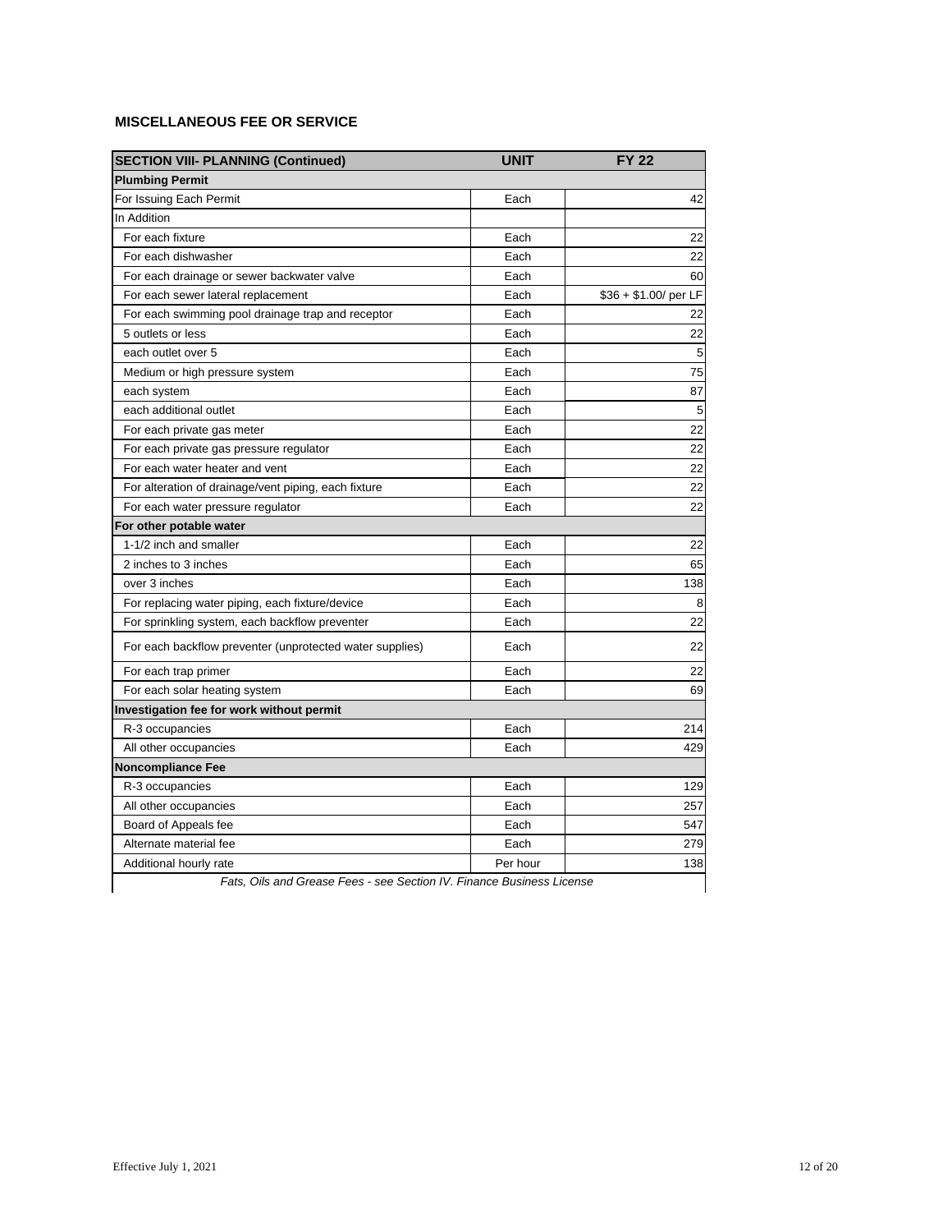**MISCELLANEOUS FEE OR SERVICE**

| SECTION VIII- PLANNING (Continued) | UNIT | FY 22 |
|---|---|---|
| **Plumbing Permit** | | |
| For Issuing Each Permit | Each | 42 |
| In Addition | | |
| For each fixture | Each | 22 |
| For each dishwasher | Each | 22 |
| For each drainage or sewer backwater valve | Each | 60 |
| For each sewer lateral replacement | Each | $36 + $1.00/ per LF |
| For each swimming pool drainage trap and receptor | Each | 22 |
| 5 outlets or less | Each | 22 |
| each outlet over 5 | Each | 5 |
| Medium or high pressure system | Each | 75 |
| each system | Each | 87 |
| each additional outlet | Each | 5 |
| For each private gas meter | Each | 22 |
| For each private gas pressure regulator | Each | 22 |
| For each water heater and vent | Each | 22 |
| For alteration of drainage/vent piping, each fixture | Each | 22 |
| For each water pressure regulator | Each | 22 |
| **For other potable water** | | |
| 1-1/2 inch and smaller | Each | 22 |
| 2 inches to 3 inches | Each | 65 |
| over 3 inches | Each | 138 |
| For replacing water piping, each fixture/device | Each | 8 |
| For sprinkling system, each backflow preventer | Each | 22 |
| For each backflow preventer (unprotected water supplies) | Each | 22 |
| For each trap primer | Each | 22 |
| For each solar heating system | Each | 69 |
| **Investigation fee for work without permit** | | |
| R-3 occupancies | Each | 214 |
| All other occupancies | Each | 429 |
| **Noncompliance Fee** | | |
| R-3 occupancies | Each | 129 |
| All other occupancies | Each | 257 |
| Board of Appeals fee | Each | 547 |
| Alternate material fee | Each | 279 |
| Additional hourly rate | Per hour | 138 |

*Fats, Oils and Grease Fees - see Section IV. Finance Business License*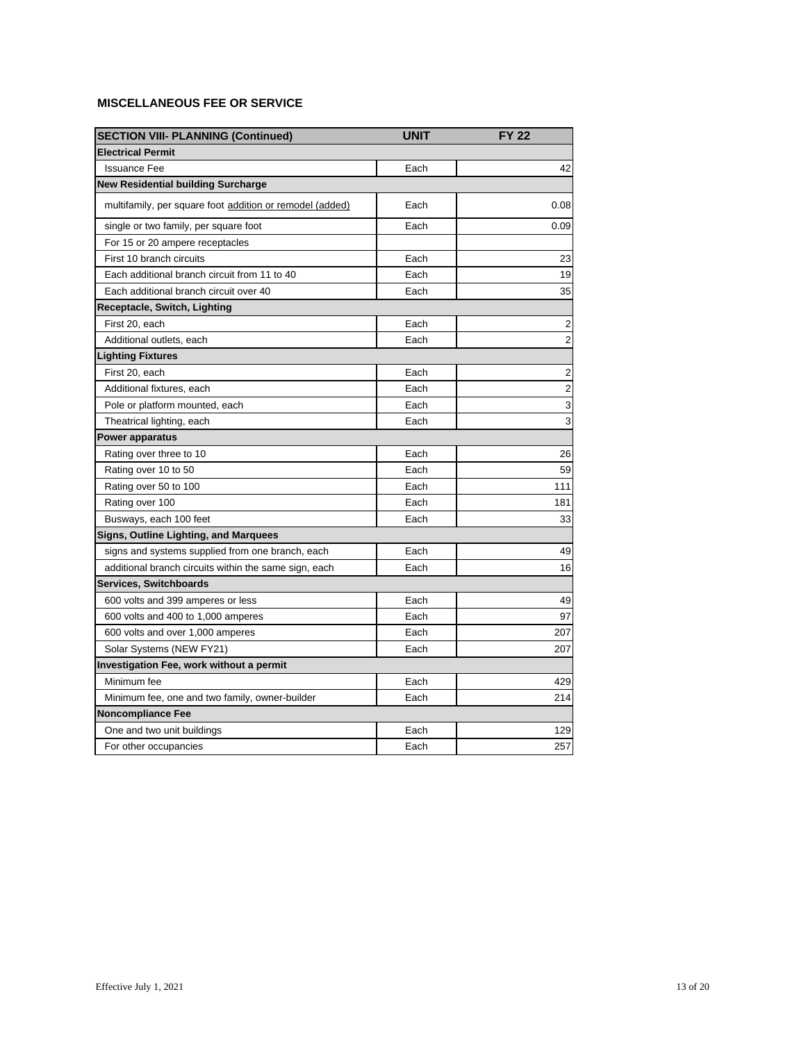**MISCELLANEOUS FEE OR SERVICE**

| SECTION VIII- PLANNING (Continued) | UNIT | FY 22 |
|---|---|---|
| **Electrical Permit** | | |
| Issuance Fee | Each | 42 |
| **New Residential building Surcharge** | | |
| multifamily, per square foot addition or remodel (added) | Each | 0.08 |
| single or two family, per square foot | Each | 0.09 |
| For 15 or 20 ampere receptacles | | |
| First 10 branch circuits | Each | 23 |
| Each additional branch circuit from 11 to 40 | Each | 19 |
| Each additional branch circuit over 40 | Each | 35 |
| **Receptacle, Switch, Lighting** | | |
| First 20, each | Each | 2 |
| Additional outlets, each | Each | 2 |
| **Lighting Fixtures** | | |
| First 20, each | Each | 2 |
| Additional fixtures, each | Each | 2 |
| Pole or platform mounted, each | Each | 3 |
| Theatrical lighting, each | Each | 3 |
| **Power apparatus** | | |
| Rating over three to 10 | Each | 26 |
| Rating over 10 to 50 | Each | 59 |
| Rating over 50 to 100 | Each | 111 |
| Rating over 100 | Each | 181 |
| Busways, each 100 feet | Each | 33 |
| **Signs, Outline Lighting, and Marquees** | | |
| signs and systems supplied from one branch, each | Each | 49 |
| additional branch circuits within the same sign, each | Each | 16 |
| **Services, Switchboards** | | |
| 600 volts and 399 amperes or less | Each | 49 |
| 600 volts and 400 to 1,000 amperes | Each | 97 |
| 600 volts and over 1,000 amperes | Each | 207 |
| Solar Systems (NEW FY21) | Each | 207 |
| **Investigation Fee, work without a permit** | | |
| Minimum fee | Each | 429 |
| Minimum fee, one and two family, owner-builder | Each | 214 |
| **Noncompliance Fee** | | |
| One and two unit buildings | Each | 129 |
| For other occupancies | Each | 257 |

Effective July 1, 2021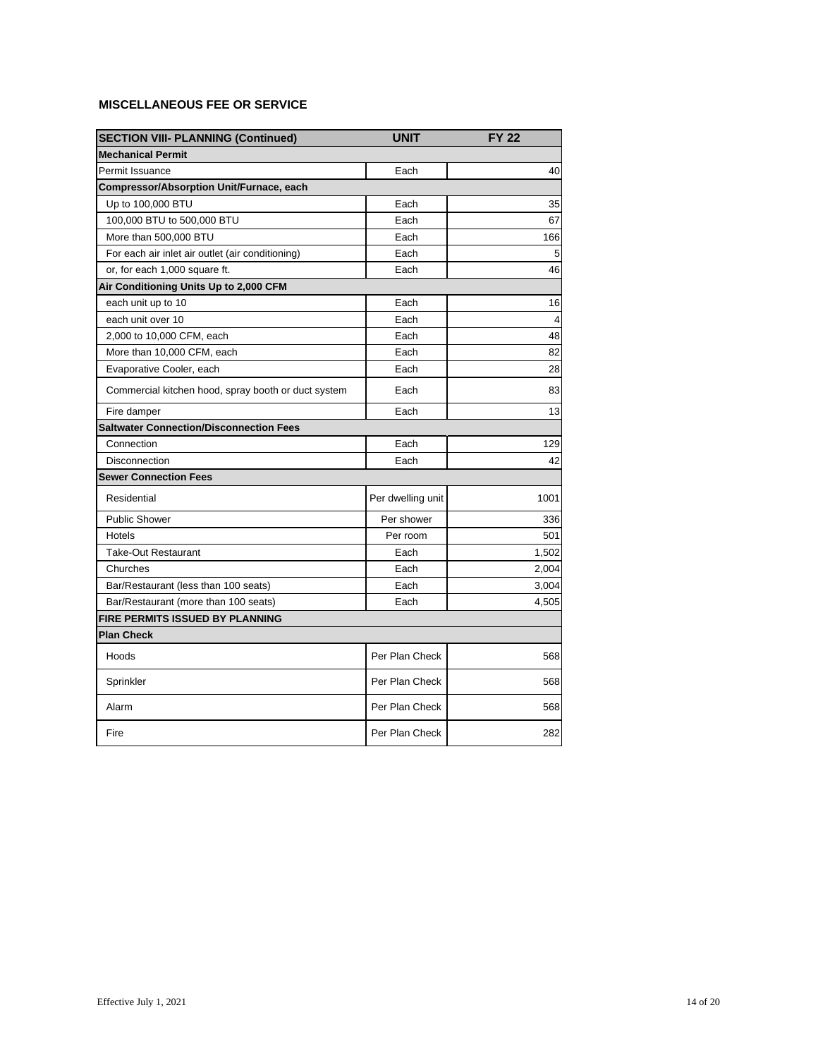## MISCELLANEOUS FEE OR SERVICE

| SECTION VIII- PLANNING (Continued) | UNIT | FY 22 |
|---|---|---|
| **Mechanical Permit** | | |
| Permit Issuance | Each | 40 |
| **Compressor/Absorption Unit/Furnace, each** | | |
| Up to 100,000 BTU | Each | 35 |
| 100,000 BTU to 500,000 BTU | Each | 67 |
| More than 500,000 BTU | Each | 166 |
| For each air inlet air outlet (air conditioning) | Each | 5 |
| or, for each 1,000 square ft. | Each | 46 |
| **Air Conditioning Units Up to 2,000 CFM** | | |
| each unit up to 10 | Each | 16 |
| each unit over 10 | Each | 4 |
| 2,000 to 10,000 CFM, each | Each | 48 |
| More than 10,000 CFM, each | Each | 82 |
| Evaporative Cooler, each | Each | 28 |
| Commercial kitchen hood, spray booth or duct system | Each | 83 |
| Fire damper | Each | 13 |
| **Saltwater Connection/Disconnection Fees** | | |
| Connection | Each | 129 |
| Disconnection | Each | 42 |
| **Sewer Connection Fees** | | |
| Residential | Per dwelling unit | 1001 |
| Public Shower | Per shower | 336 |
| Hotels | Per room | 501 |
| Take-Out Restaurant | Each | 1,502 |
| Churches | Each | 2,004 |
| Bar/Restaurant (less than 100 seats) | Each | 3,004 |
| Bar/Restaurant (more than 100 seats) | Each | 4,505 |
| **FIRE PERMITS ISSUED BY PLANNING** | | |
| **Plan Check** | | |
| Hoods | Per Plan Check | 568 |
| Sprinkler | Per Plan Check | 568 |
| Alarm | Per Plan Check | 568 |
| Fire | Per Plan Check | 282 |

Effective July 1, 2021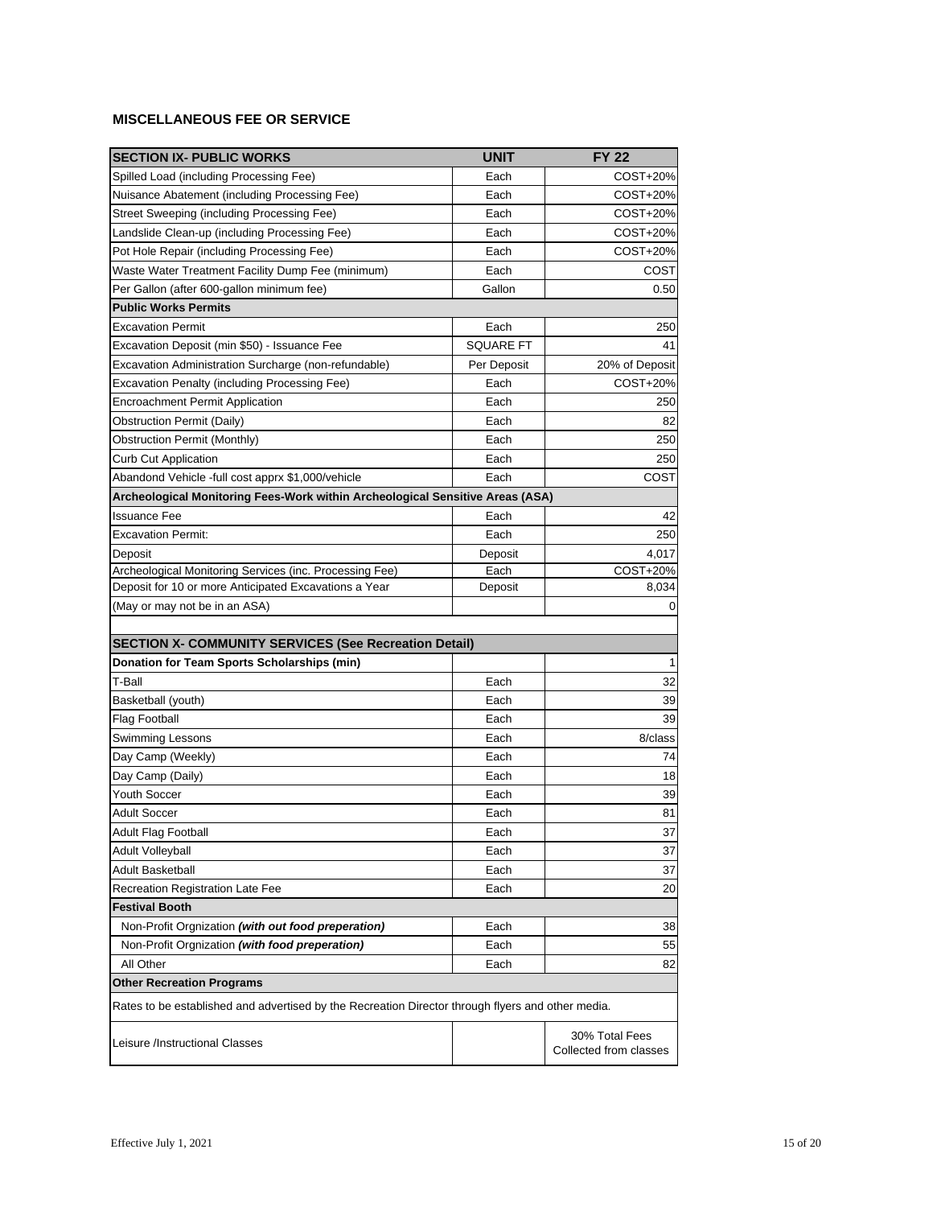**MISCELLANEOUS FEE OR SERVICE**

| SECTION IX- PUBLIC WORKS | UNIT | FY 22 |
|---|---|---|
| Spilled Load (including Processing Fee) | Each | COST+20% |
| Nuisance Abatement (including Processing Fee) | Each | COST+20% |
| Street Sweeping (including Processing Fee) | Each | COST+20% |
| Landslide Clean-up (including Processing Fee) | Each | COST+20% |
| Pot Hole Repair (including Processing Fee) | Each | COST+20% |
| Waste Water Treatment Facility Dump Fee (minimum) | Each | COST |
| Per Gallon (after 600-gallon minimum fee) | Gallon | 0.50 |
| **Public Works Permits** | | |
| Excavation Permit | Each | 250 |
| Excavation Deposit (min $50) - Issuance Fee | SQUARE FT | 41 |
| Excavation Administration Surcharge (non-refundable) | Per Deposit | 20% of Deposit |
| Excavation Penalty (including Processing Fee) | Each | COST+20% |
| Encroachment Permit Application | Each | 250 |
| Obstruction Permit (Daily) | Each | 82 |
| Obstruction Permit (Monthly) | Each | 250 |
| Curb Cut Application | Each | 250 |
| Abandond Vehicle -full cost apprx $1,000/vehicle | Each | COST |
| **Archeological Monitoring Fees-Work within Archeological Sensitive Areas (ASA)** | | |
| Issuance Fee | Each | 42 |
| Excavation Permit: | Each | 250 |
| Deposit | Deposit | 4,017 |
| Archeological Monitoring Services (inc. Processing Fee) | Each | COST+20% |
| Deposit for 10 or more Anticipated Excavations a Year | Deposit | 8,034 |
| (May or may not be in an ASA) | | 0 |
| | | |
| **SECTION X- COMMUNITY SERVICES (See Recreation Detail)** | | |
| **Donation for Team Sports Scholarships (min)** | | 1 |
| T-Ball | Each | 32 |
| Basketball (youth) | Each | 39 |
| Flag Football | Each | 39 |
| Swimming Lessons | Each | 8/class |
| Day Camp (Weekly) | Each | 74 |
| Day Camp (Daily) | Each | 18 |
| Youth Soccer | Each | 39 |
| Adult Soccer | Each | 81 |
| Adult Flag Football | Each | 37 |
| Adult Volleyball | Each | 37 |
| Adult Basketball | Each | 37 |
| Recreation Registration Late Fee | Each | 20 |
| **Festival Booth** | | |
| Non-Profit Orgnization ***(with out food preperation)*** | Each | 38 |
| Non-Profit Orgnization ***(with food preperation)*** | Each | 55 |
| All Other | Each | 82 |
| **Other Recreation Programs** | | |
| Rates to be established and advertised by the Recreation Director through flyers and other media. | | |
| Leisure /Instructional Classes | | 30% Total Fees Collected from classes |

Effective July 1, 2021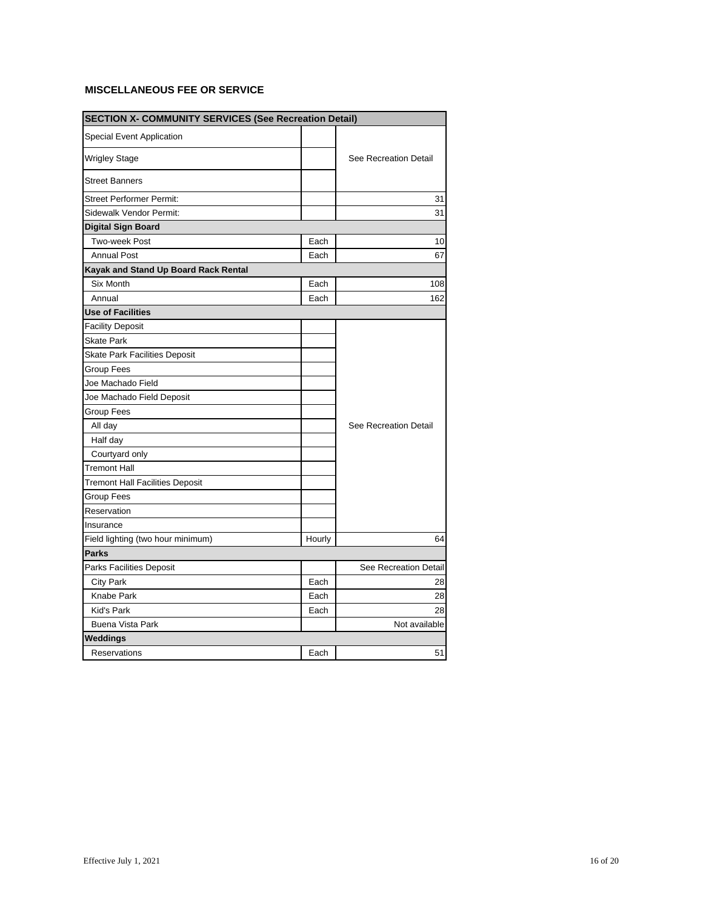**MISCELLANEOUS FEE OR SERVICE**

| SECTION X- COMMUNITY SERVICES (See Recreation Detail) | | |
|---|---|---|
| Special Event Application | | See Recreation Detail |
| Wrigley Stage | | |
| Street Banners | | |
| Street Performer Permit: | | 31 |
| Sidewalk Vendor Permit: | | 31 |
| **Digital Sign Board** | | |
| Two-week Post | Each | 10 |
| Annual Post | Each | 67 |
| **Kayak and Stand Up Board Rack Rental** | | |
| Six Month | Each | 108 |
| Annual | Each | 162 |
| **Use of Facilities** | | |
| Facility Deposit | | See Recreation Detail |
| Skate Park | | |
| Skate Park Facilities Deposit | | |
| Group Fees | | |
| Joe Machado Field | | |
| Joe Machado Field Deposit | | |
| Group Fees | | |
| All day | | |
| Half day | | |
| Courtyard only | | |
| Tremont Hall | | |
| Tremont Hall Facilities Deposit | | |
| Group Fees | | |
| Reservation | | |
| Insurance | | |
| Field lighting (two hour minimum) | Hourly | 64 |
| **Parks** | | |
| Parks Facilities Deposit | | See Recreation Detail |
| City Park | Each | 28 |
| Knabe Park | Each | 28 |
| Kid's Park | Each | 28 |
| Buena Vista Park | | Not available |
| **Weddings** | | |
| Reservations | Each | 51 |

Effective July 1, 2021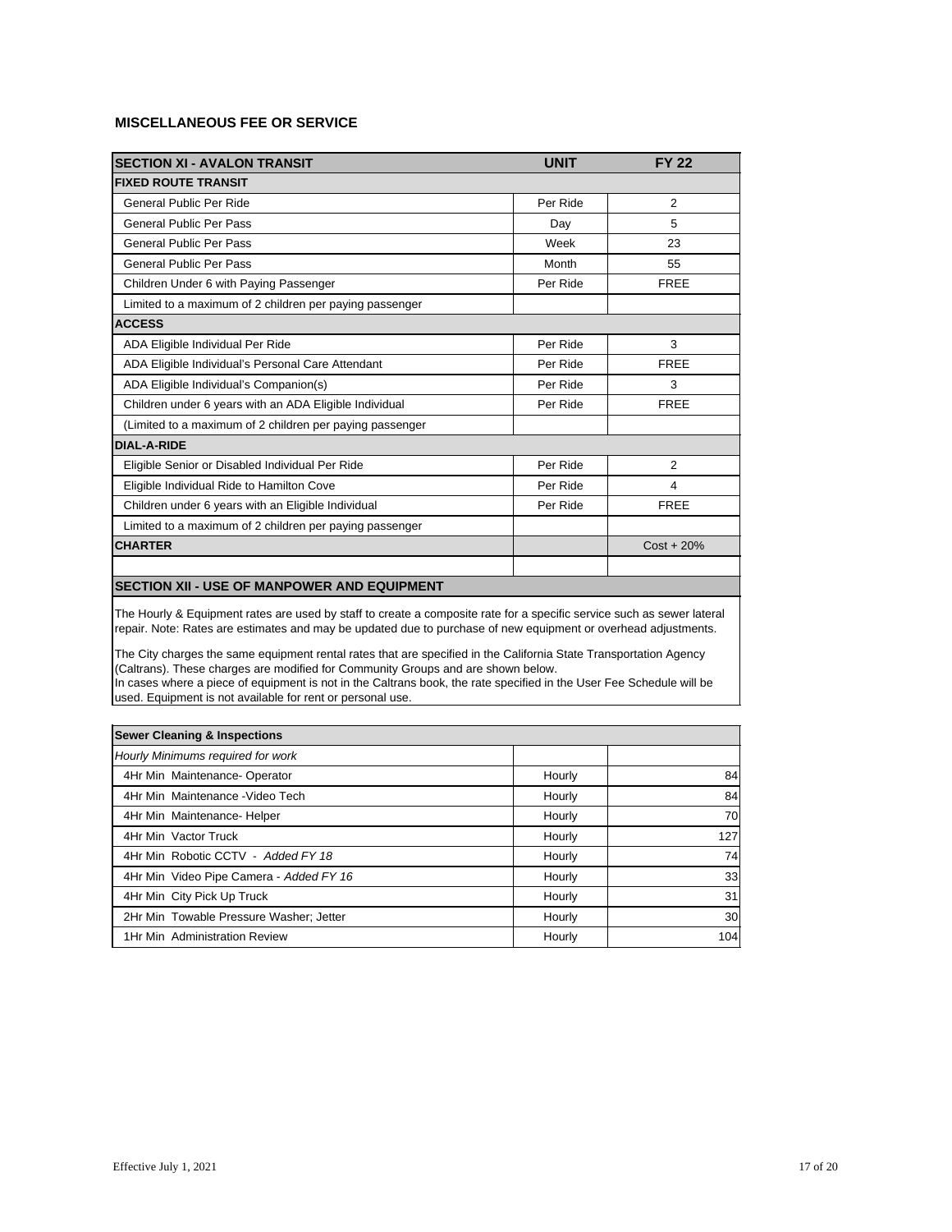## MISCELLANEOUS FEE OR SERVICE

| SECTION XI - AVALON TRANSIT | UNIT | FY 22 |
|---|---|---|
| **FIXED ROUTE TRANSIT** | | |
| General Public Per Ride | Per Ride | 2 |
| General Public Per Pass | Day | 5 |
| General Public Per Pass | Week | 23 |
| General Public Per Pass | Month | 55 |
| Children Under 6 with Paying Passenger | Per Ride | FREE |
| Limited to a maximum of 2 children per paying passenger | | |
| **ACCESS** | | |
| ADA Eligible Individual Per Ride | Per Ride | 3 |
| ADA Eligible Individual's Personal Care Attendant | Per Ride | FREE |
| ADA Eligible Individual's Companion(s) | Per Ride | 3 |
| Children under 6 years with an ADA Eligible Individual | Per Ride | FREE |
| (Limited to a maximum of 2 children per paying passenger | | |
| **DIAL-A-RIDE** | | |
| Eligible Senior or Disabled Individual Per Ride | Per Ride | 2 |
| Eligible Individual Ride to Hamilton Cove | Per Ride | 4 |
| Children under 6 years with an Eligible Individual | Per Ride | FREE |
| Limited to a maximum of 2 children per paying passenger | | |
| **CHARTER** | | Cost + 20% |

### SECTION XII - USE OF MANPOWER AND EQUIPMENT

The Hourly & Equipment rates are used by staff to create a composite rate for a specific service such as sewer lateral repair. Note: Rates are estimates and may be updated due to purchase of new equipment or overhead adjustments.

The City charges the same equipment rental rates that are specified in the California State Transportation Agency (Caltrans). These charges are modified for Community Groups and are shown below.
In cases where a piece of equipment is not in the Caltrans book, the rate specified in the User Fee Schedule will be used. Equipment is not available for rent or personal use.

| Sewer Cleaning & Inspections | | |
|---|---|---|
| *Hourly Minimums required for work* | | |
| 4Hr Min Maintenance- Operator | Hourly | 84 |
| 4Hr Min Maintenance -Video Tech | Hourly | 84 |
| 4Hr Min Maintenance- Helper | Hourly | 70 |
| 4Hr Min Vactor Truck | Hourly | 127 |
| 4Hr Min Robotic CCTV - *Added FY 18* | Hourly | 74 |
| 4Hr Min Video Pipe Camera - *Added FY 16* | Hourly | 33 |
| 4Hr Min City Pick Up Truck | Hourly | 31 |
| 2Hr Min Towable Pressure Washer; Jetter | Hourly | 30 |
| 1Hr Min Administration Review | Hourly | 104 |

Effective July 1, 2021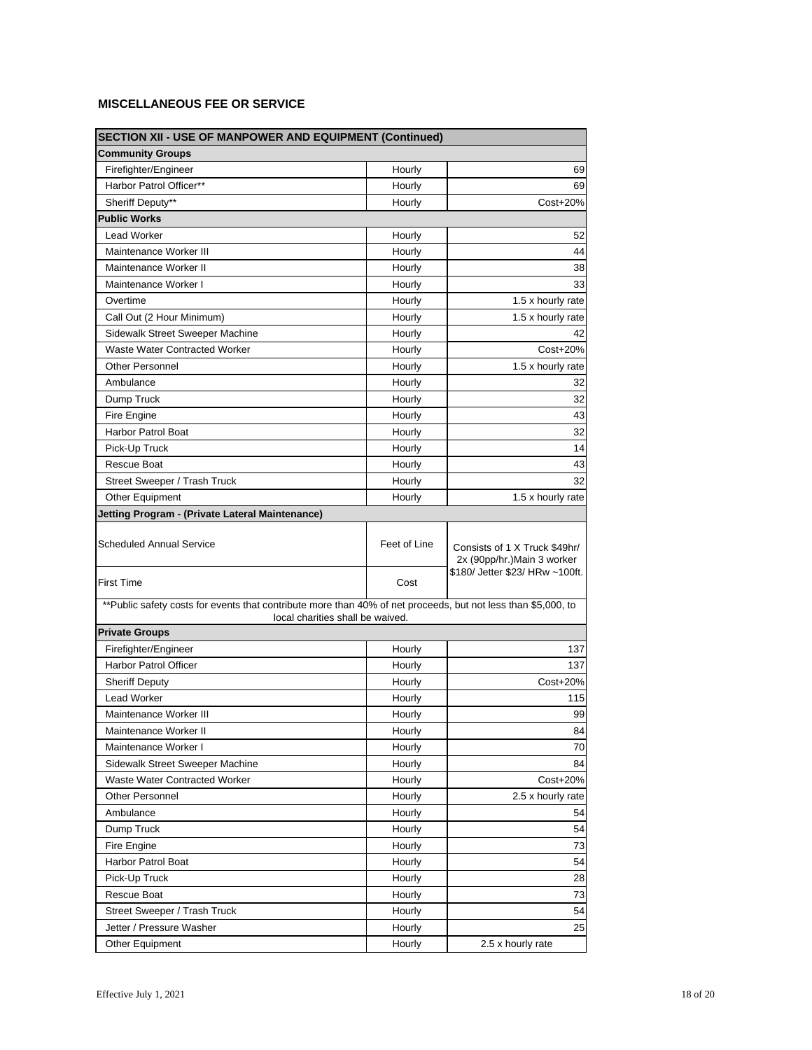**MISCELLANEOUS FEE OR SERVICE**

| SECTION XII - USE OF MANPOWER AND EQUIPMENT (Continued) | | |
|---|---|---|
| **Community Groups** | | |
| Firefighter/Engineer | Hourly | 69 |
| Harbor Patrol Officer** | Hourly | 69 |
| Sheriff Deputy** | Hourly | Cost+20% |
| **Public Works** | | |
| Lead Worker | Hourly | 52 |
| Maintenance Worker III | Hourly | 44 |
| Maintenance Worker II | Hourly | 38 |
| Maintenance Worker I | Hourly | 33 |
| Overtime | Hourly | 1.5 x hourly rate |
| Call Out (2 Hour Minimum) | Hourly | 1.5 x hourly rate |
| Sidewalk Street Sweeper Machine | Hourly | 42 |
| Waste Water Contracted Worker | Hourly | Cost+20% |
| Other Personnel | Hourly | 1.5 x hourly rate |
| Ambulance | Hourly | 32 |
| Dump Truck | Hourly | 32 |
| Fire Engine | Hourly | 43 |
| Harbor Patrol Boat | Hourly | 32 |
| Pick-Up Truck | Hourly | 14 |
| Rescue Boat | Hourly | 43 |
| Street Sweeper / Trash Truck | Hourly | 32 |
| Other Equipment | Hourly | 1.5 x hourly rate |
| **Jetting Program - (Private Lateral Maintenance)** | | |
| Scheduled Annual Service | Feet of Line | Consists of 1 X Truck $49hr/ 2x (90pp/hr.)Main 3 worker $180/ Jetter $23/ HRw ~100ft. |
| First Time | Cost | |
| **Public safety costs for events that contribute more than 40% of net proceeds, but not less than $5,000, to local charities shall be waived. | | |
| **Private Groups** | | |
| Firefighter/Engineer | Hourly | 137 |
| Harbor Patrol Officer | Hourly | 137 |
| Sheriff Deputy | Hourly | Cost+20% |
| Lead Worker | Hourly | 115 |
| Maintenance Worker III | Hourly | 99 |
| Maintenance Worker II | Hourly | 84 |
| Maintenance Worker I | Hourly | 70 |
| Sidewalk Street Sweeper Machine | Hourly | 84 |
| Waste Water Contracted Worker | Hourly | Cost+20% |
| Other Personnel | Hourly | 2.5 x hourly rate |
| Ambulance | Hourly | 54 |
| Dump Truck | Hourly | 54 |
| Fire Engine | Hourly | 73 |
| Harbor Patrol Boat | Hourly | 54 |
| Pick-Up Truck | Hourly | 28 |
| Rescue Boat | Hourly | 73 |
| Street Sweeper / Trash Truck | Hourly | 54 |
| Jetter / Pressure Washer | Hourly | 25 |
| Other Equipment | Hourly | 2.5 x hourly rate |

Effective July 1, 2021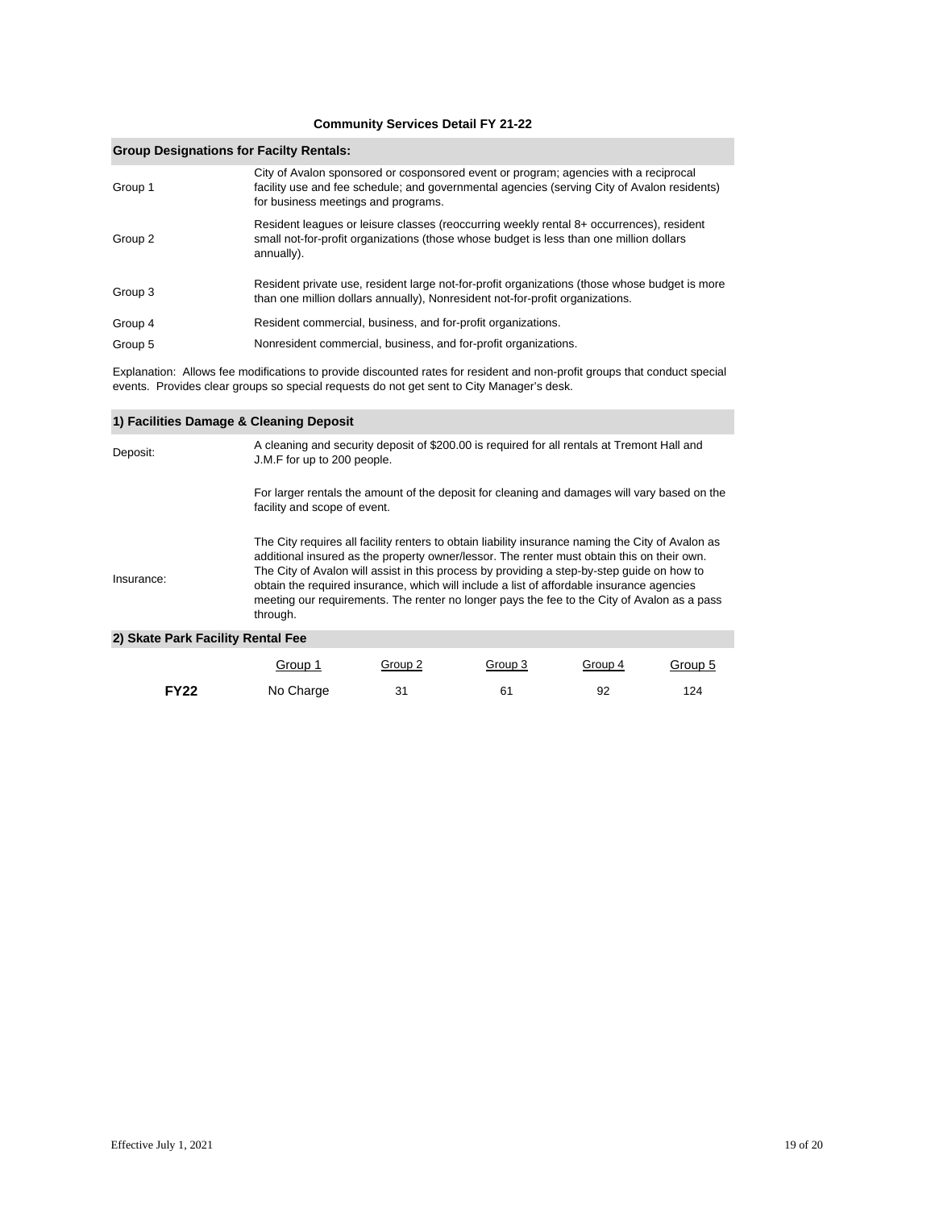# Community Services Detail FY 21-22

## Group Designations for Facilty Rentals:

| | |
|---|---|
| Group 1 | City of Avalon sponsored or cosponsored event or program; agencies with a reciprocal facility use and fee schedule; and governmental agencies (serving City of Avalon residents) for business meetings and programs. |
| Group 2 | Resident leagues or leisure classes (reoccurring weekly rental 8+ occurrences), resident small not-for-profit organizations (those whose budget is less than one million dollars annually). |
| Group 3 | Resident private use, resident large not-for-profit organizations (those whose budget is more than one million dollars annually), Nonresident not-for-profit organizations. |
| Group 4 | Resident commercial, business, and for-profit organizations. |
| Group 5 | Nonresident commercial, business, and for-profit organizations. |

Explanation: Allows fee modifications to provide discounted rates for resident and non-profit groups that conduct special events. Provides clear groups so special requests do not get sent to City Manager's desk.

## 1) Facilities Damage & Cleaning Deposit

**Deposit:** A cleaning and security deposit of $200.00 is required for all rentals at Tremont Hall and J.M.F for up to 200 people.

For larger rentals the amount of the deposit for cleaning and damages will vary based on the facility and scope of event.

**Insurance:** The City requires all facility renters to obtain liability insurance naming the City of Avalon as additional insured as the property owner/lessor. The renter must obtain this on their own. The City of Avalon will assist in this process by providing a step-by-step guide on how to obtain the required insurance, which will include a list of affordable insurance agencies meeting our requirements. The renter no longer pays the fee to the City of Avalon as a pass through.

## 2) Skate Park Facility Rental Fee

| | Group 1 | Group 2 | Group 3 | Group 4 | Group 5 |
|---|---|---|---|---|---|
| **FY22** | No Charge | 31 | 61 | 92 | 124 |

Effective July 1, 2021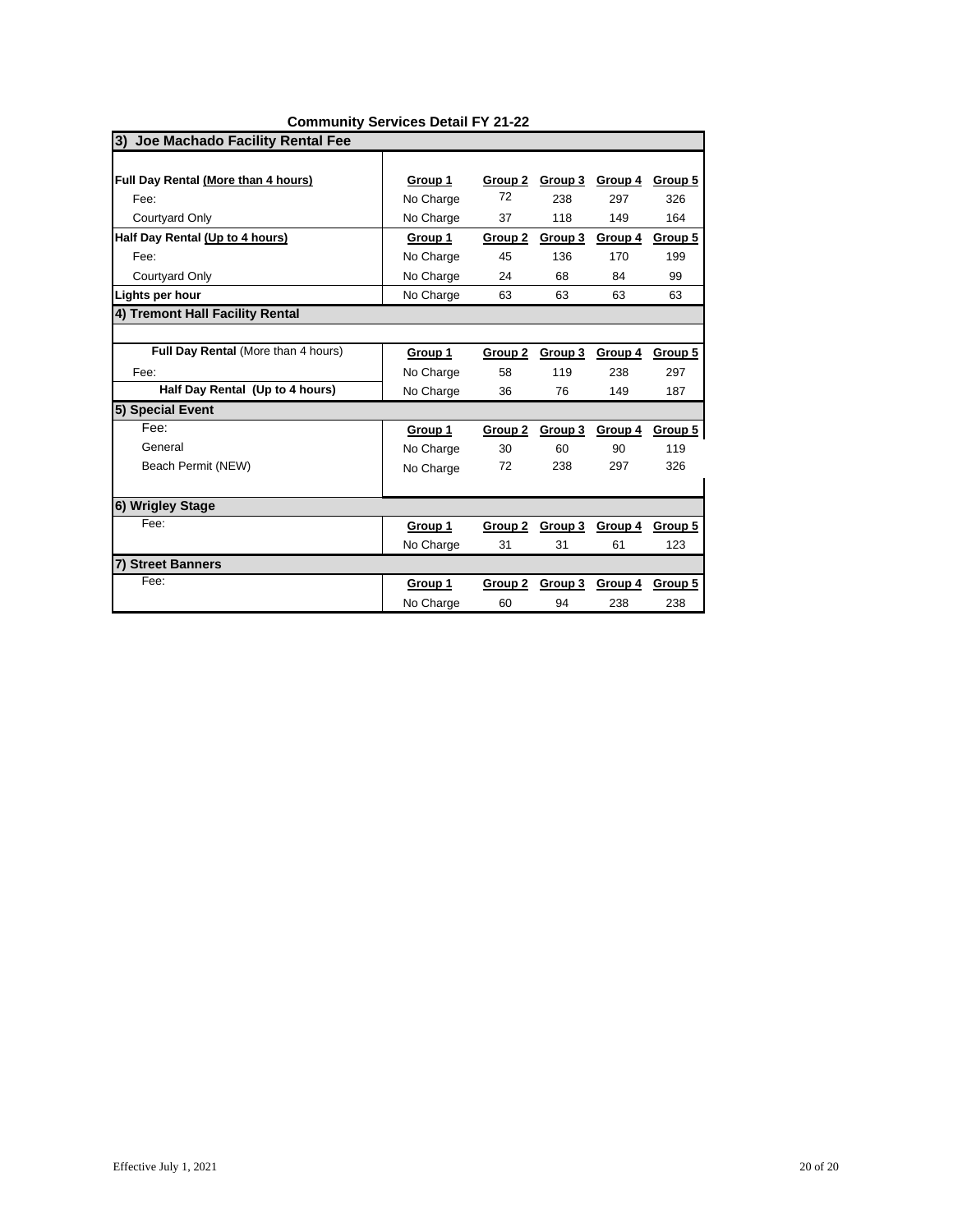## Community Services Detail FY 21-22

### 3) Joe Machado Facility Rental Fee

| | Group 1 | Group 2 | Group 3 | Group 4 | Group 5 |
|---|---|---|---|---|---|
| **Full Day Rental (More than 4 hours)** | **Group 1** | **Group 2** | **Group 3** | **Group 4** | **Group 5** |
| Fee: | No Charge | 72 | 238 | 297 | 326 |
| Courtyard Only | No Charge | 37 | 118 | 149 | 164 |
| **Half Day Rental (Up to 4 hours)** | **Group 1** | **Group 2** | **Group 3** | **Group 4** | **Group 5** |
| Fee: | No Charge | 45 | 136 | 170 | 199 |
| Courtyard Only | No Charge | 24 | 68 | 84 | 99 |
| **Lights per hour** | No Charge | 63 | 63 | 63 | 63 |

### 4) Tremont Hall Facility Rental

| | Group 1 | Group 2 | Group 3 | Group 4 | Group 5 |
|---|---|---|---|---|---|
| **Full Day Rental** (More than 4 hours) | **Group 1** | **Group 2** | **Group 3** | **Group 4** | **Group 5** |
| Fee: | No Charge | 58 | 119 | 238 | 297 |
| **Half Day Rental (Up to 4 hours)** | No Charge | 36 | 76 | 149 | 187 |

### 5) Special Event

| Fee: | Group 1 | Group 2 | Group 3 | Group 4 | Group 5 |
|---|---|---|---|---|---|
| General | No Charge | 30 | 60 | 90 | 119 |
| Beach Permit (NEW) | No Charge | 72 | 238 | 297 | 326 |

### 6) Wrigley Stage

| Fee: | Group 1 | Group 2 | Group 3 | Group 4 | Group 5 |
|---|---|---|---|---|---|
| | No Charge | 31 | 31 | 61 | 123 |

### 7) Street Banners

| Fee: | Group 1 | Group 2 | Group 3 | Group 4 | Group 5 |
|---|---|---|---|---|---|
| | No Charge | 60 | 94 | 238 | 238 |

Effective July 1, 2021